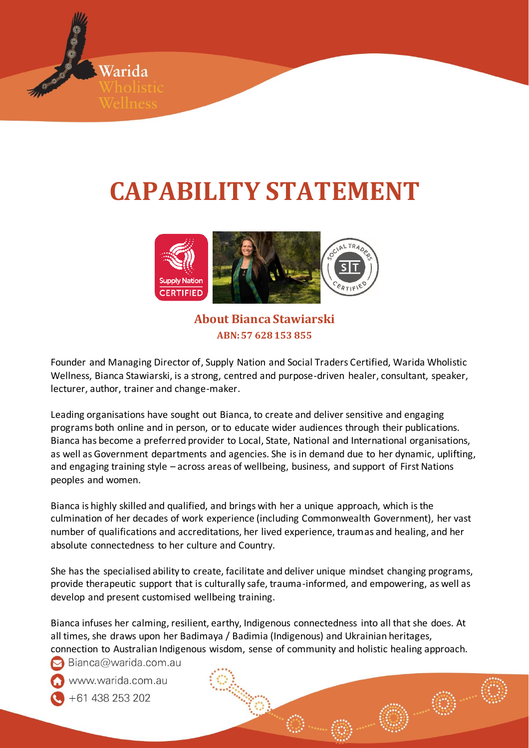Warida
Wholistic
Wellness

# CAPABILITY STATEMENT

Supply Nation CERTIFIED

SOCIAL TRADERS CERTIFIED

## About Bianca Stawiarski

**ABN: 57 628 153 855**

Founder and Managing Director of, Supply Nation and Social Traders Certified, Warida Wholistic Wellness, Bianca Stawiarski, is a strong, centred and purpose-driven healer, consultant, speaker, lecturer, author, trainer and change-maker.

Leading organisations have sought out Bianca, to create and deliver sensitive and engaging programs both online and in person, or to educate wider audiences through their publications. Bianca has become a preferred provider to Local, State, National and International organisations, as well as Government departments and agencies. She is in demand due to her dynamic, uplifting, and engaging training style – across areas of wellbeing, business, and support of First Nations peoples and women.

Bianca is highly skilled and qualified, and brings with her a unique approach, which is the culmination of her decades of work experience (including Commonwealth Government), her vast number of qualifications and accreditations, her lived experience, traumas and healing, and her absolute connectedness to her culture and Country.

She has the specialised ability to create, facilitate and deliver unique mindset changing programs, provide therapeutic support that is culturally safe, trauma-informed, and empowering, as well as develop and present customised wellbeing training.

Bianca infuses her calming, resilient, earthy, Indigenous connectedness into all that she does. At all times, she draws upon her Badimaya / Badimia (Indigenous) and Ukrainian heritages, connection to Australian Indigenous wisdom, sense of community and holistic healing approach.

Bianca@warida.com.au

www.warida.com.au

+61 438 253 202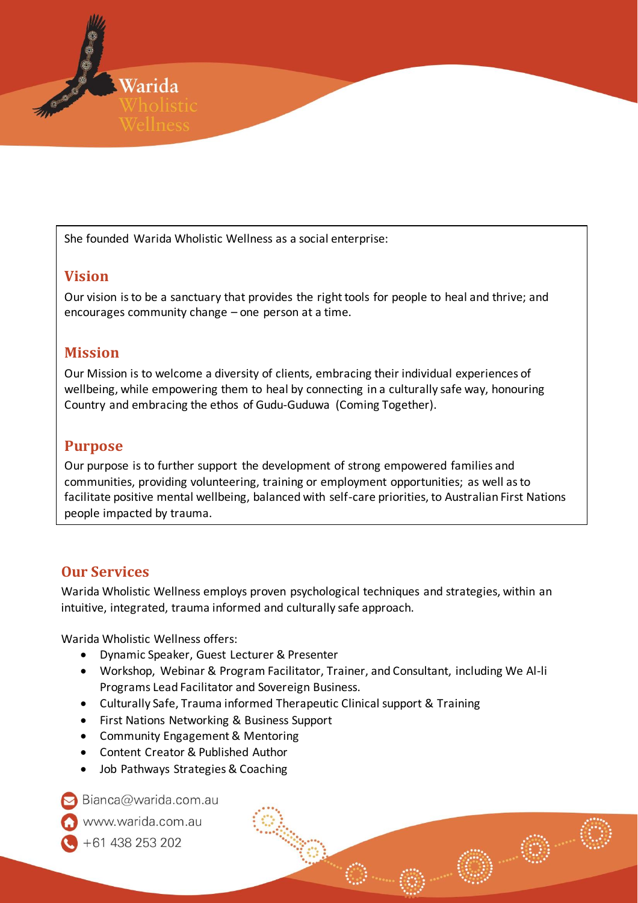She founded Warida Wholistic Wellness as a social enterprise:

## Vision

Our vision is to be a sanctuary that provides the right tools for people to heal and thrive; and encourages community change – one person at a time.

## Mission

Our Mission is to welcome a diversity of clients, embracing their individual experiences of wellbeing, while empowering them to heal by connecting in a culturally safe way, honouring Country and embracing the ethos of Gudu-Guduwa (Coming Together).

## Purpose

Our purpose is to further support the development of strong empowered families and communities, providing volunteering, training or employment opportunities; as well as to facilitate positive mental wellbeing, balanced with self-care priorities, to Australian First Nations people impacted by trauma.

## Our Services

Warida Wholistic Wellness employs proven psychological techniques and strategies, within an intuitive, integrated, trauma informed and culturally safe approach.

Warida Wholistic Wellness offers:

- Dynamic Speaker, Guest Lecturer & Presenter
- Workshop, Webinar & Program Facilitator, Trainer, and Consultant, including We Al-li Programs Lead Facilitator and Sovereign Business.
- Culturally Safe, Trauma informed Therapeutic Clinical support & Training
- First Nations Networking & Business Support
- Community Engagement & Mentoring
- Content Creator & Published Author
- Job Pathways Strategies & Coaching

Bianca@warida.com.au
www.warida.com.au
+61 438 253 202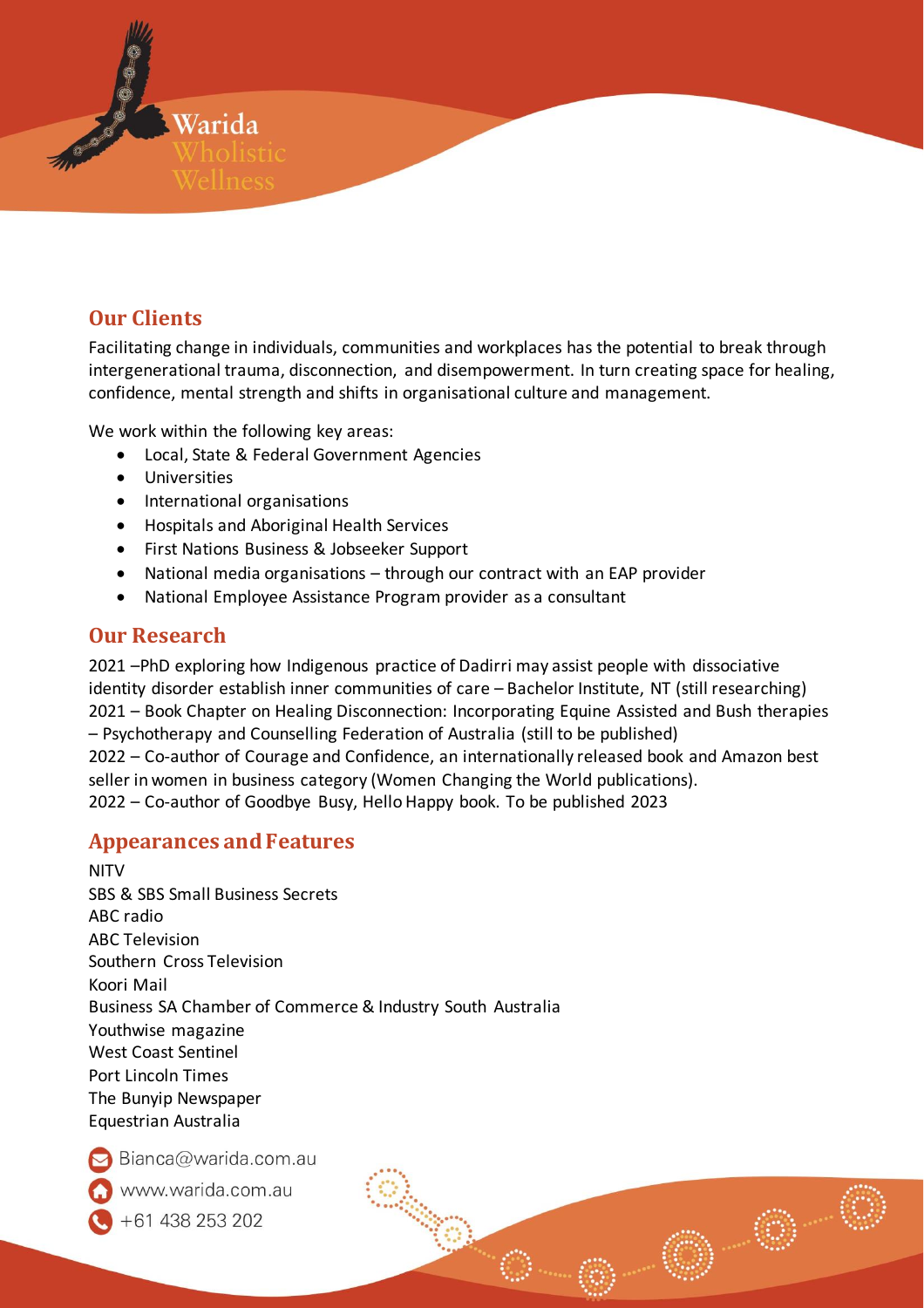## Our Clients

Facilitating change in individuals, communities and workplaces has the potential to break through intergenerational trauma, disconnection, and disempowerment. In turn creating space for healing, confidence, mental strength and shifts in organisational culture and management.

We work within the following key areas:

- Local, State & Federal Government Agencies
- Universities
- International organisations
- Hospitals and Aboriginal Health Services
- First Nations Business & Jobseeker Support
- National media organisations – through our contract with an EAP provider
- National Employee Assistance Program provider as a consultant

## Our Research

2021 –PhD exploring how Indigenous practice of Dadirri may assist people with dissociative identity disorder establish inner communities of care – Bachelor Institute, NT (still researching)
2021 – Book Chapter on Healing Disconnection: Incorporating Equine Assisted and Bush therapies – Psychotherapy and Counselling Federation of Australia (still to be published)
2022 – Co-author of Courage and Confidence, an internationally released book and Amazon best seller in women in business category (Women Changing the World publications).
2022 – Co-author of Goodbye Busy, Hello Happy book. To be published 2023

## Appearances and Features

NITV
SBS & SBS Small Business Secrets
ABC radio
ABC Television
Southern Cross Television
Koori Mail
Business SA Chamber of Commerce & Industry South Australia
Youthwise magazine
West Coast Sentinel
Port Lincoln Times
The Bunyip Newspaper
Equestrian Australia

Bianca@warida.com.au
www.warida.com.au
+61 438 253 202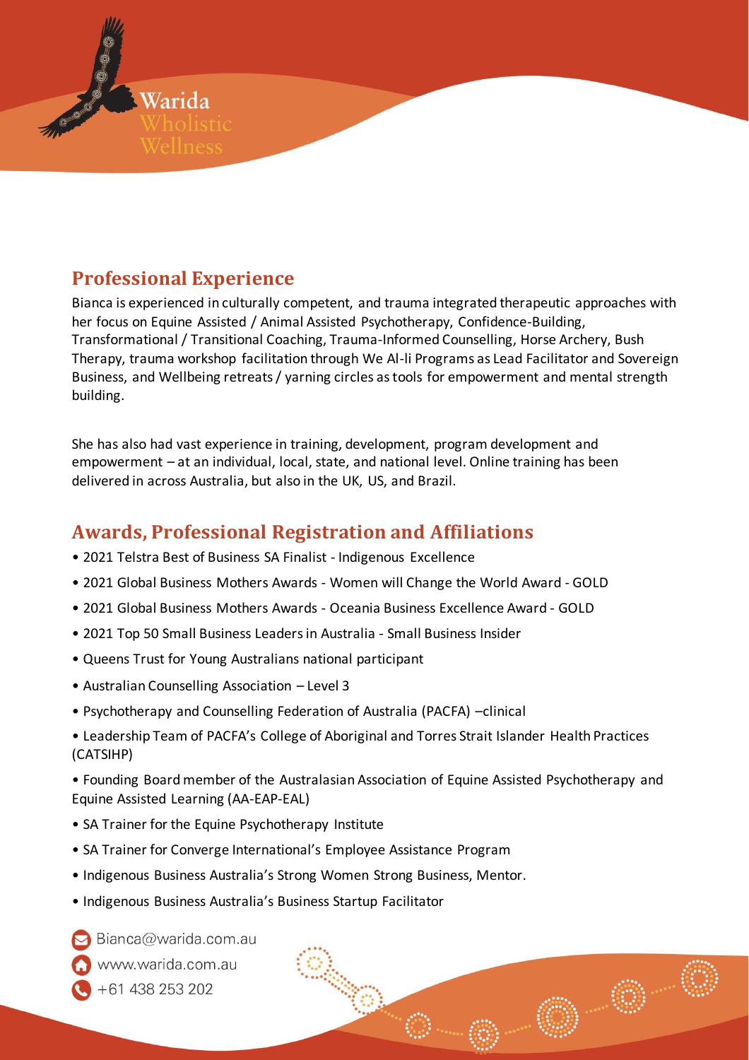Warida Wholistic Wellness

## Professional Experience

Bianca is experienced in culturally competent, and trauma integrated therapeutic approaches with her focus on Equine Assisted / Animal Assisted Psychotherapy, Confidence-Building, Transformational / Transitional Coaching, Trauma-Informed Counselling, Horse Archery, Bush Therapy, trauma workshop facilitation through We Al-li Programs as Lead Facilitator and Sovereign Business, and Wellbeing retreats / yarning circles as tools for empowerment and mental strength building.

She has also had vast experience in training, development, program development and empowerment – at an individual, local, state, and national level. Online training has been delivered in across Australia, but also in the UK, US, and Brazil.

## Awards, Professional Registration and Affiliations

- 2021 Telstra Best of Business SA Finalist - Indigenous Excellence
- 2021 Global Business Mothers Awards - Women will Change the World Award - GOLD
- 2021 Global Business Mothers Awards - Oceania Business Excellence Award - GOLD
- 2021 Top 50 Small Business Leaders in Australia - Small Business Insider
- Queens Trust for Young Australians national participant
- Australian Counselling Association – Level 3
- Psychotherapy and Counselling Federation of Australia (PACFA) –clinical
- Leadership Team of PACFA's College of Aboriginal and Torres Strait Islander Health Practices (CATSIHP)
- Founding Board member of the Australasian Association of Equine Assisted Psychotherapy and Equine Assisted Learning (AA-EAP-EAL)
- SA Trainer for the Equine Psychotherapy Institute
- SA Trainer for Converge International's Employee Assistance Program
- Indigenous Business Australia's Strong Women Strong Business, Mentor.
- Indigenous Business Australia's Business Startup Facilitator

Bianca@warida.com.au
www.warida.com.au
+61 438 253 202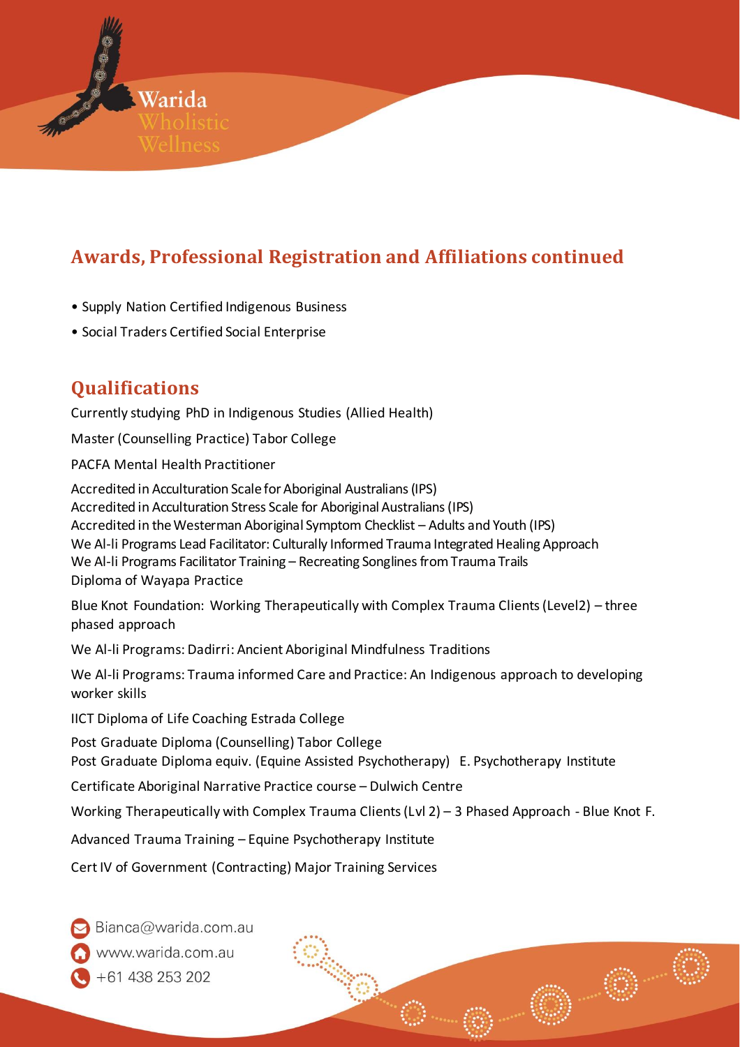## Awards, Professional Registration and Affiliations continued

- Supply Nation Certified Indigenous Business
- Social Traders Certified Social Enterprise

## Qualifications

Currently studying PhD in Indigenous Studies (Allied Health)

Master (Counselling Practice) Tabor College

PACFA Mental Health Practitioner

Accredited in Acculturation Scale for Aboriginal Australians (IPS)
Accredited in Acculturation Stress Scale for Aboriginal Australians (IPS)
Accredited in the Westerman Aboriginal Symptom Checklist – Adults and Youth (IPS)
We Al-li Programs Lead Facilitator: Culturally Informed Trauma Integrated Healing Approach
We Al-li Programs Facilitator Training – Recreating Songlines from Trauma Trails
Diploma of Wayapa Practice

Blue Knot Foundation: Working Therapeutically with Complex Trauma Clients (Level2) – three phased approach

We Al-li Programs: Dadirri: Ancient Aboriginal Mindfulness Traditions

We Al-li Programs: Trauma informed Care and Practice: An Indigenous approach to developing worker skills

IICT Diploma of Life Coaching Estrada College

Post Graduate Diploma (Counselling) Tabor College
Post Graduate Diploma equiv. (Equine Assisted Psychotherapy) E. Psychotherapy Institute

Certificate Aboriginal Narrative Practice course – Dulwich Centre

Working Therapeutically with Complex Trauma Clients (Lvl 2) – 3 Phased Approach - Blue Knot F.

Advanced Trauma Training – Equine Psychotherapy Institute

Cert IV of Government (Contracting) Major Training Services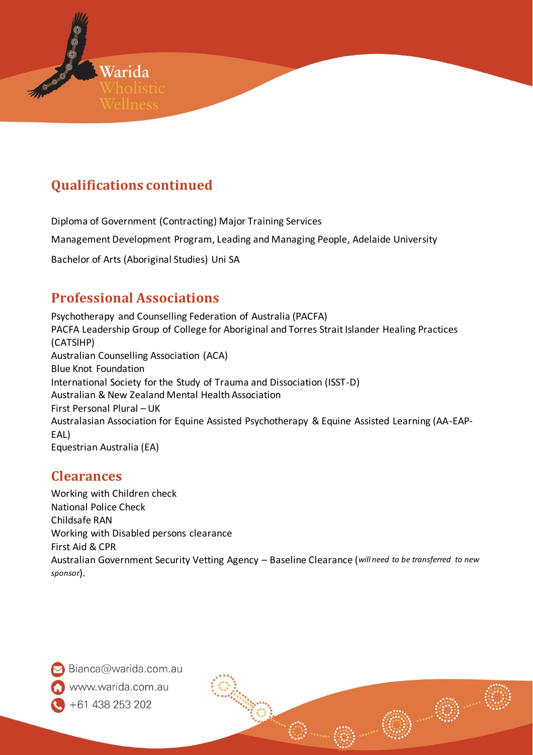## Qualifications continued

Diploma of Government (Contracting) Major Training Services

Management Development Program, Leading and Managing People, Adelaide University

Bachelor of Arts (Aboriginal Studies) Uni SA

## Professional Associations

Psychotherapy and Counselling Federation of Australia (PACFA)
PACFA Leadership Group of College for Aboriginal and Torres Strait Islander Healing Practices (CATSIHP)
Australian Counselling Association (ACA)
Blue Knot Foundation
International Society for the Study of Trauma and Dissociation (ISST-D)
Australian & New Zealand Mental Health Association
First Personal Plural – UK
Australasian Association for Equine Assisted Psychotherapy & Equine Assisted Learning (AA-EAP-EAL)
Equestrian Australia (EA)

## Clearances

Working with Children check
National Police Check
Childsafe RAN
Working with Disabled persons clearance
First Aid & CPR
Australian Government Security Vetting Agency – Baseline Clearance (*will need to be transferred to new sponsor*).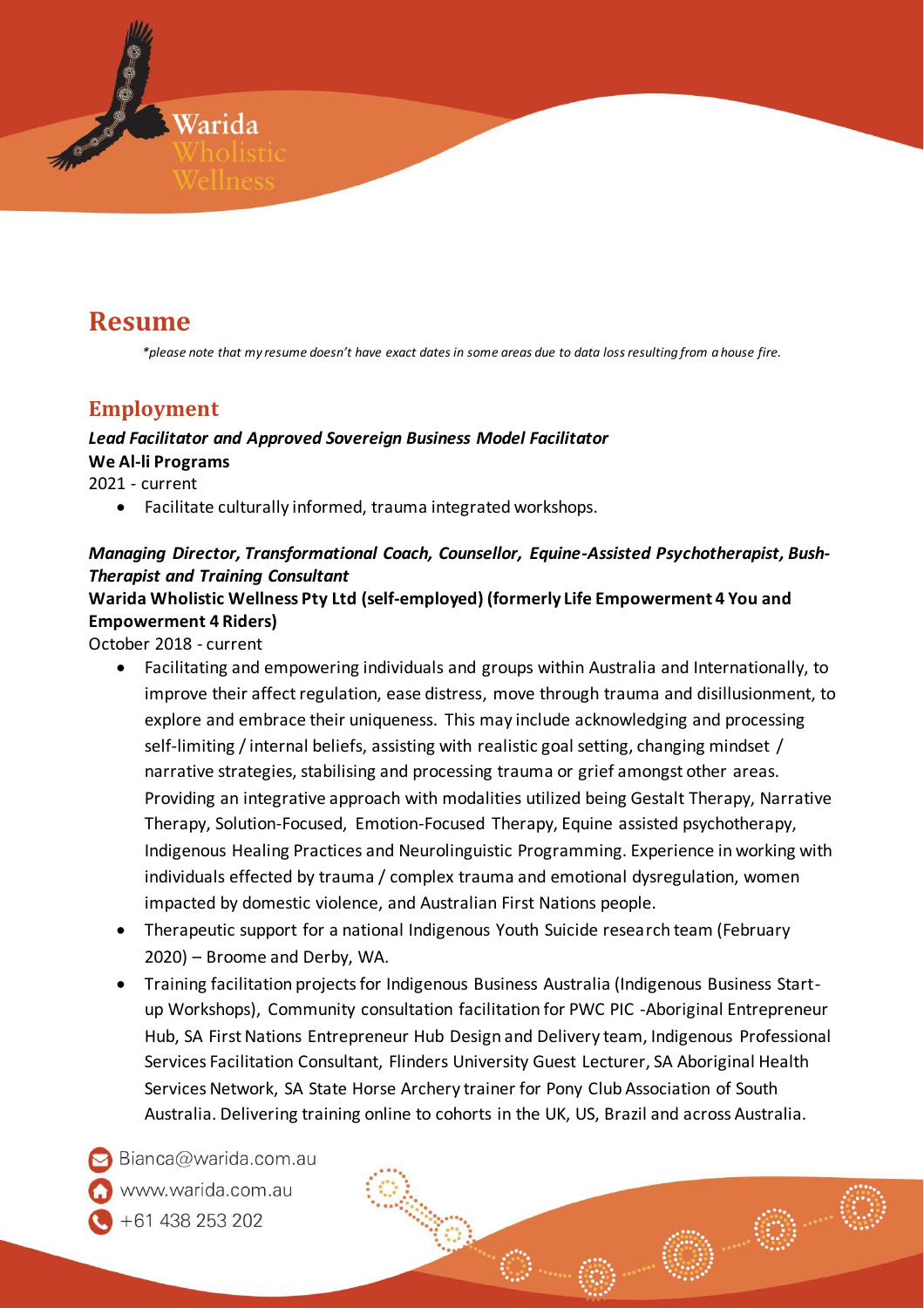# Resume

*\*please note that my resume doesn't have exact dates in some areas due to data loss resulting from a house fire.*

## Employment

***Lead Facilitator and Approved Sovereign Business Model Facilitator***
**We Al-li Programs**
2021 - current

- Facilitate culturally informed, trauma integrated workshops.

***Managing Director, Transformational Coach, Counsellor, Equine-Assisted Psychotherapist, Bush-Therapist and Training Consultant***
**Warida Wholistic Wellness Pty Ltd (self-employed) (formerly Life Empowerment 4 You and Empowerment 4 Riders)**
October 2018 - current

- Facilitating and empowering individuals and groups within Australia and Internationally, to improve their affect regulation, ease distress, move through trauma and disillusionment, to explore and embrace their uniqueness. This may include acknowledging and processing self-limiting / internal beliefs, assisting with realistic goal setting, changing mindset / narrative strategies, stabilising and processing trauma or grief amongst other areas. Providing an integrative approach with modalities utilized being Gestalt Therapy, Narrative Therapy, Solution-Focused, Emotion-Focused Therapy, Equine assisted psychotherapy, Indigenous Healing Practices and Neurolinguistic Programming. Experience in working with individuals effected by trauma / complex trauma and emotional dysregulation, women impacted by domestic violence, and Australian First Nations people.
- Therapeutic support for a national Indigenous Youth Suicide research team (February 2020) – Broome and Derby, WA.
- Training facilitation projects for Indigenous Business Australia (Indigenous Business Start-up Workshops), Community consultation facilitation for PWC PIC -Aboriginal Entrepreneur Hub, SA First Nations Entrepreneur Hub Design and Delivery team, Indigenous Professional Services Facilitation Consultant, Flinders University Guest Lecturer, SA Aboriginal Health Services Network, SA State Horse Archery trainer for Pony Club Association of South Australia. Delivering training online to cohorts in the UK, US, Brazil and across Australia.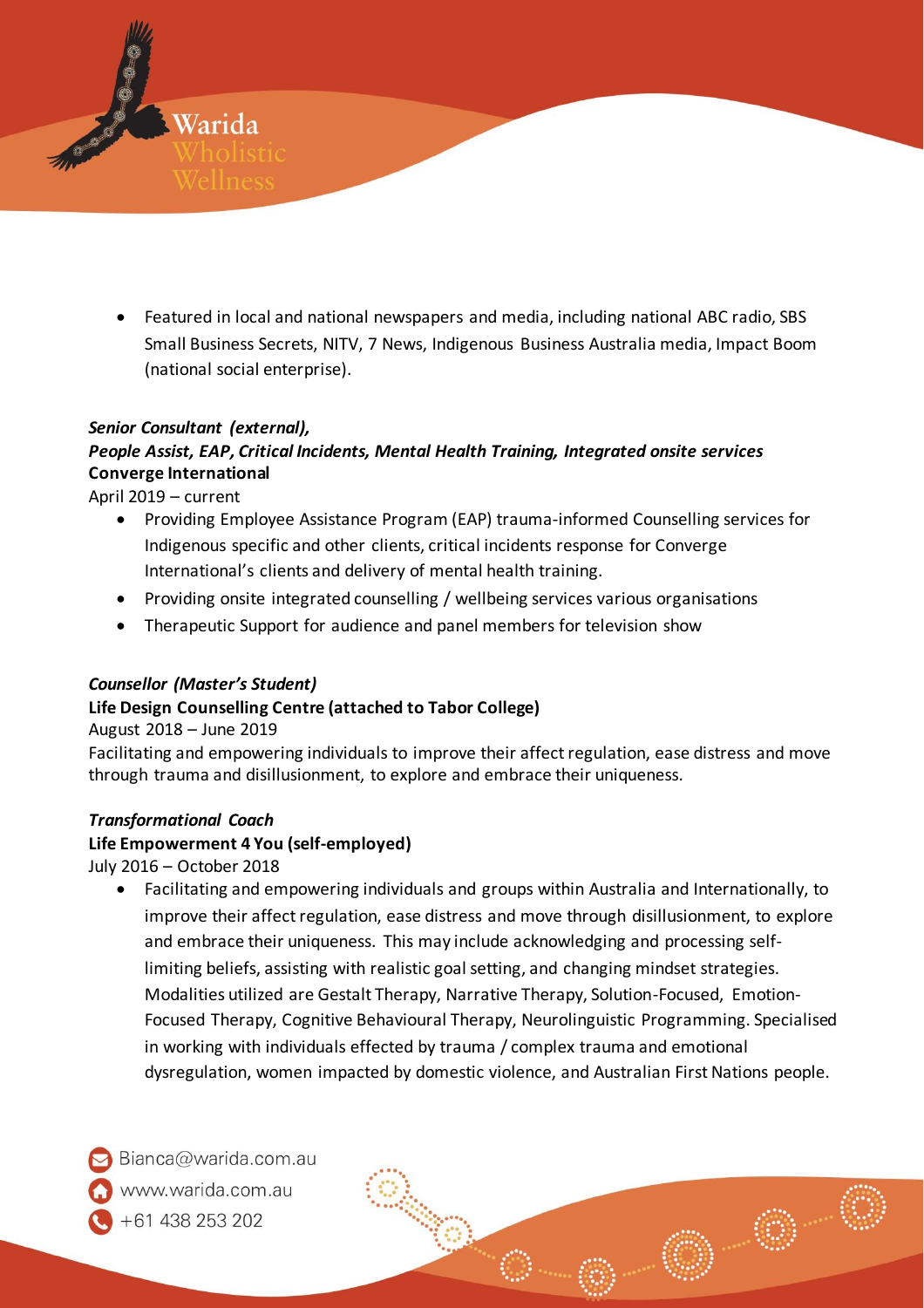- Featured in local and national newspapers and media, including national ABC radio, SBS Small Business Secrets, NITV, 7 News, Indigenous Business Australia media, Impact Boom (national social enterprise).

***Senior Consultant (external),***
***People Assist, EAP, Critical Incidents, Mental Health Training, Integrated onsite services***
**Converge International**
April 2019 – current

- Providing Employee Assistance Program (EAP) trauma-informed Counselling services for Indigenous specific and other clients, critical incidents response for Converge International's clients and delivery of mental health training.
- Providing onsite integrated counselling / wellbeing services various organisations
- Therapeutic Support for audience and panel members for television show

***Counsellor (Master's Student)***
**Life Design Counselling Centre (attached to Tabor College)**
August 2018 – June 2019
Facilitating and empowering individuals to improve their affect regulation, ease distress and move through trauma and disillusionment, to explore and embrace their uniqueness.

***Transformational Coach***
**Life Empowerment 4 You (self-employed)**
July 2016 – October 2018

- Facilitating and empowering individuals and groups within Australia and Internationally, to improve their affect regulation, ease distress and move through disillusionment, to explore and embrace their uniqueness. This may include acknowledging and processing self-limiting beliefs, assisting with realistic goal setting, and changing mindset strategies. Modalities utilized are Gestalt Therapy, Narrative Therapy, Solution-Focused, Emotion-Focused Therapy, Cognitive Behavioural Therapy, Neurolinguistic Programming. Specialised in working with individuals effected by trauma / complex trauma and emotional dysregulation, women impacted by domestic violence, and Australian First Nations people.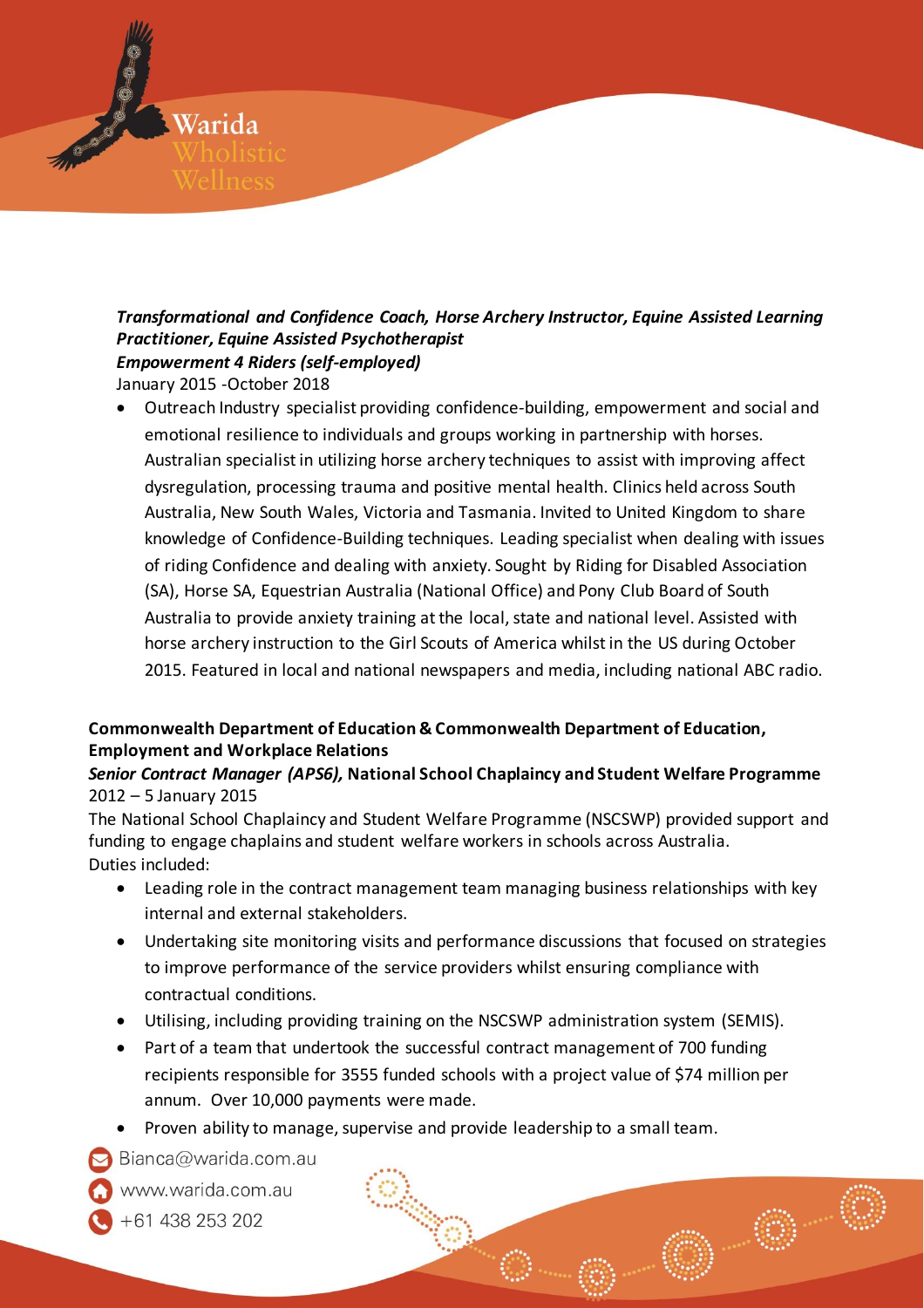***Transformational and Confidence Coach, Horse Archery Instructor, Equine Assisted Learning Practitioner, Equine Assisted Psychotherapist***
***Empowerment 4 Riders (self-employed)***
January 2015 -October 2018

- Outreach Industry specialist providing confidence-building, empowerment and social and emotional resilience to individuals and groups working in partnership with horses. Australian specialist in utilizing horse archery techniques to assist with improving affect dysregulation, processing trauma and positive mental health. Clinics held across South Australia, New South Wales, Victoria and Tasmania. Invited to United Kingdom to share knowledge of Confidence-Building techniques. Leading specialist when dealing with issues of riding Confidence and dealing with anxiety. Sought by Riding for Disabled Association (SA), Horse SA, Equestrian Australia (National Office) and Pony Club Board of South Australia to provide anxiety training at the local, state and national level. Assisted with horse archery instruction to the Girl Scouts of America whilst in the US during October 2015. Featured in local and national newspapers and media, including national ABC radio.

**Commonwealth Department of Education & Commonwealth Department of Education, Employment and Workplace Relations**
***Senior Contract Manager (APS6),*** **National School Chaplaincy and Student Welfare Programme**
2012 – 5 January 2015

The National School Chaplaincy and Student Welfare Programme (NSCSWP) provided support and funding to engage chaplains and student welfare workers in schools across Australia.
Duties included:

- Leading role in the contract management team managing business relationships with key internal and external stakeholders.
- Undertaking site monitoring visits and performance discussions that focused on strategies to improve performance of the service providers whilst ensuring compliance with contractual conditions.
- Utilising, including providing training on the NSCSWP administration system (SEMIS).
- Part of a team that undertook the successful contract management of 700 funding recipients responsible for 3555 funded schools with a project value of $74 million per annum. Over 10,000 payments were made.
- Proven ability to manage, supervise and provide leadership to a small team.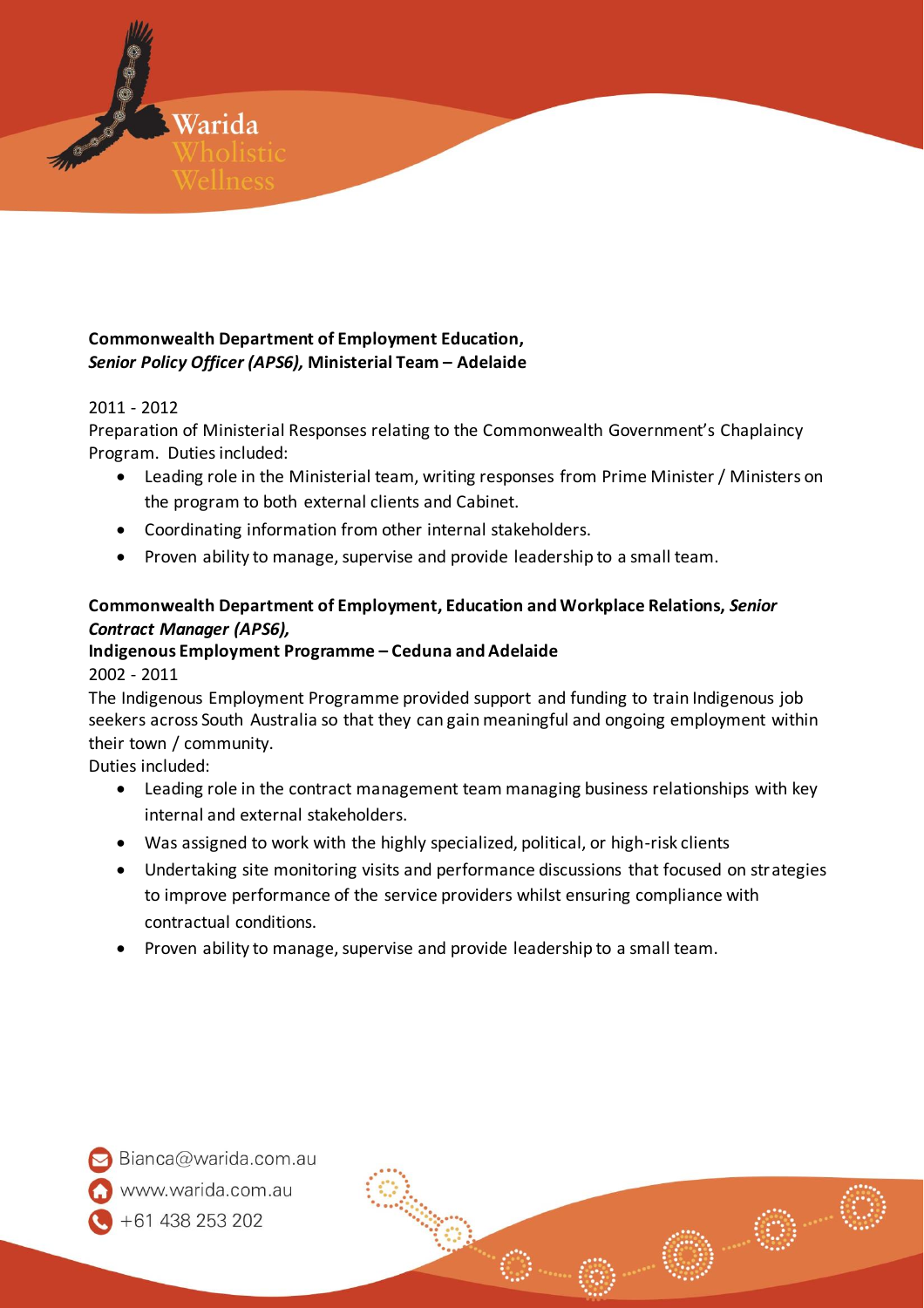**Commonwealth Department of Employment Education,**
***Senior Policy Officer (APS6),* Ministerial Team – Adelaide**

2011 - 2012

Preparation of Ministerial Responses relating to the Commonwealth Government's Chaplaincy Program. Duties included:

- Leading role in the Ministerial team, writing responses from Prime Minister / Ministers on the program to both external clients and Cabinet.
- Coordinating information from other internal stakeholders.
- Proven ability to manage, supervise and provide leadership to a small team.

**Commonwealth Department of Employment, Education and Workplace Relations, *Senior Contract Manager (APS6),***
**Indigenous Employment Programme – Ceduna and Adelaide**

2002 - 2011

The Indigenous Employment Programme provided support and funding to train Indigenous job seekers across South Australia so that they can gain meaningful and ongoing employment within their town / community.

Duties included:

- Leading role in the contract management team managing business relationships with key internal and external stakeholders.
- Was assigned to work with the highly specialized, political, or high-risk clients
- Undertaking site monitoring visits and performance discussions that focused on strategies to improve performance of the service providers whilst ensuring compliance with contractual conditions.
- Proven ability to manage, supervise and provide leadership to a small team.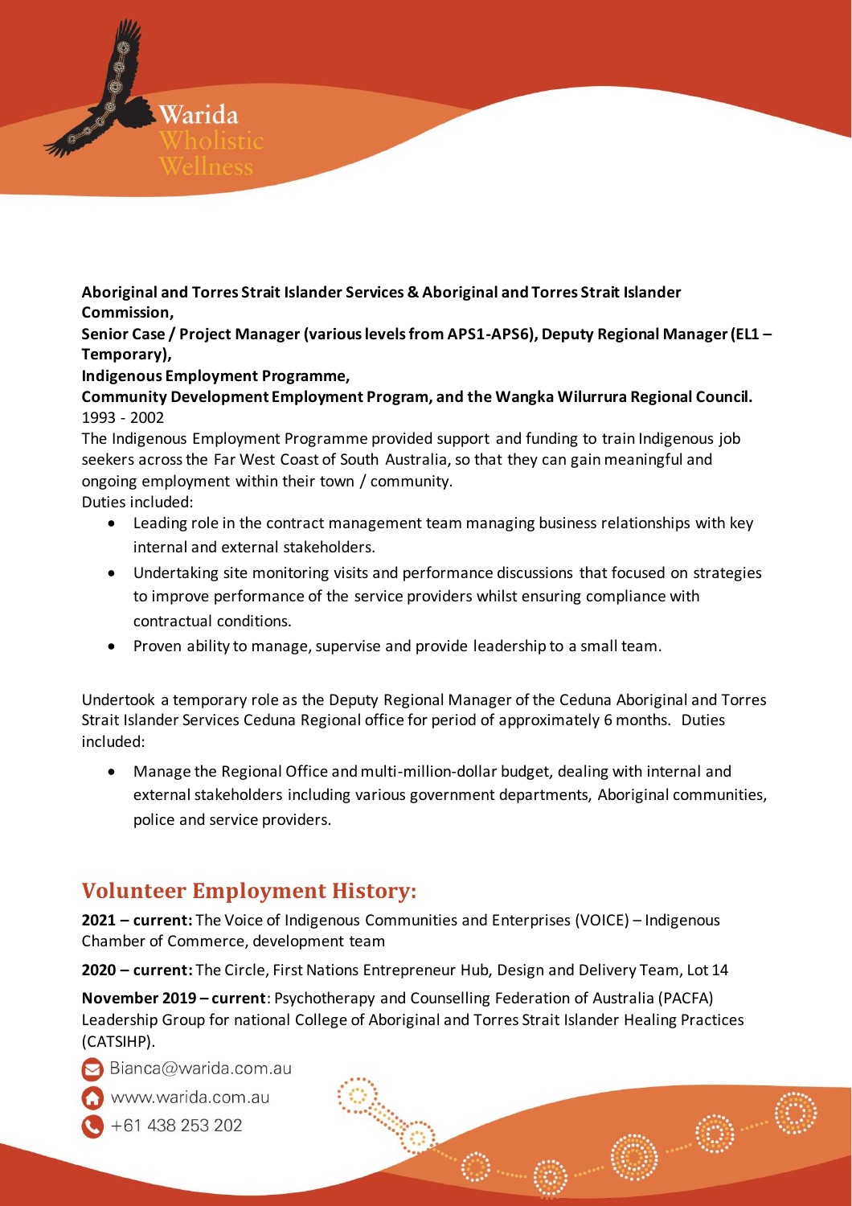**Aboriginal and Torres Strait Islander Services & Aboriginal and Torres Strait Islander Commission,**
**Senior Case / Project Manager (various levels from APS1-APS6), Deputy Regional Manager (EL1 – Temporary),**
**Indigenous Employment Programme,**
**Community Development Employment Program, and the Wangka Wilurrura Regional Council.**
1993 - 2002

The Indigenous Employment Programme provided support and funding to train Indigenous job seekers across the Far West Coast of South Australia, so that they can gain meaningful and ongoing employment within their town / community.
Duties included:

- Leading role in the contract management team managing business relationships with key internal and external stakeholders.
- Undertaking site monitoring visits and performance discussions that focused on strategies to improve performance of the service providers whilst ensuring compliance with contractual conditions.
- Proven ability to manage, supervise and provide leadership to a small team.

Undertook a temporary role as the Deputy Regional Manager of the Ceduna Aboriginal and Torres Strait Islander Services Ceduna Regional office for period of approximately 6 months. Duties included:

- Manage the Regional Office and multi-million-dollar budget, dealing with internal and external stakeholders including various government departments, Aboriginal communities, police and service providers.

## Volunteer Employment History:

**2021 – current:** The Voice of Indigenous Communities and Enterprises (VOICE) – Indigenous Chamber of Commerce, development team

**2020 – current:** The Circle, First Nations Entrepreneur Hub, Design and Delivery Team, Lot 14

**November 2019 – current**: Psychotherapy and Counselling Federation of Australia (PACFA) Leadership Group for national College of Aboriginal and Torres Strait Islander Healing Practices (CATSIHP).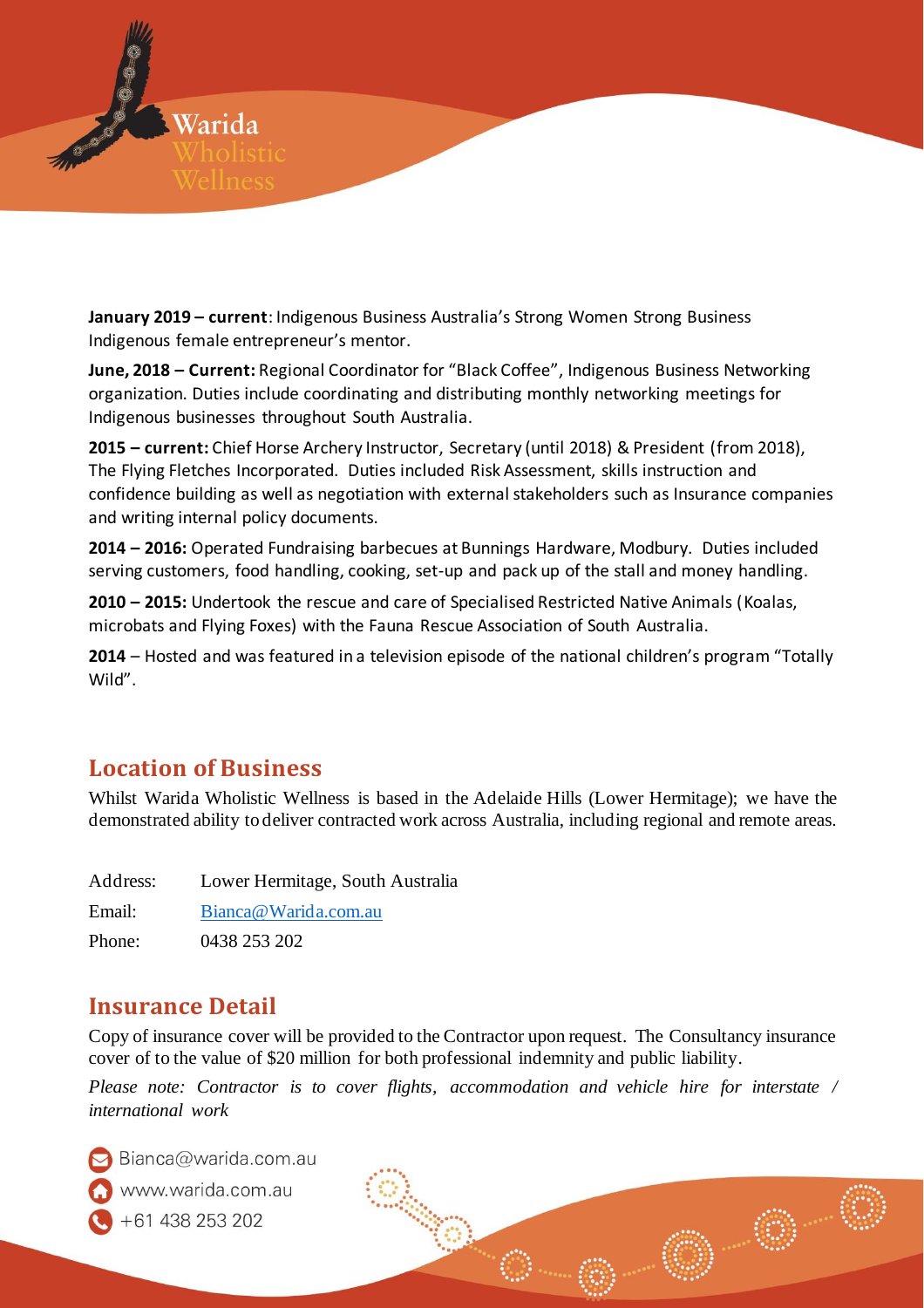**January 2019 – current**: Indigenous Business Australia's Strong Women Strong Business Indigenous female entrepreneur's mentor.

**June, 2018 – Current:** Regional Coordinator for "Black Coffee", Indigenous Business Networking organization. Duties include coordinating and distributing monthly networking meetings for Indigenous businesses throughout South Australia.

**2015 – current:** Chief Horse Archery Instructor, Secretary (until 2018) & President (from 2018), The Flying Fletches Incorporated. Duties included Risk Assessment, skills instruction and confidence building as well as negotiation with external stakeholders such as Insurance companies and writing internal policy documents.

**2014 – 2016:** Operated Fundraising barbecues at Bunnings Hardware, Modbury. Duties included serving customers, food handling, cooking, set-up and pack up of the stall and money handling.

**2010 – 2015:** Undertook the rescue and care of Specialised Restricted Native Animals (Koalas, microbats and Flying Foxes) with the Fauna Rescue Association of South Australia.

**2014** – Hosted and was featured in a television episode of the national children's program "Totally Wild".

## Location of Business

Whilst Warida Wholistic Wellness is based in the Adelaide Hills (Lower Hermitage); we have the demonstrated ability to deliver contracted work across Australia, including regional and remote areas.

| | |
|---|---|
| Address: | Lower Hermitage, South Australia |
| Email: | Bianca@Warida.com.au |
| Phone: | 0438 253 202 |

## Insurance Detail

Copy of insurance cover will be provided to the Contractor upon request. The Consultancy insurance cover of to the value of $20 million for both professional indemnity and public liability.

*Please note: Contractor is to cover flights, accommodation and vehicle hire for interstate / international work*